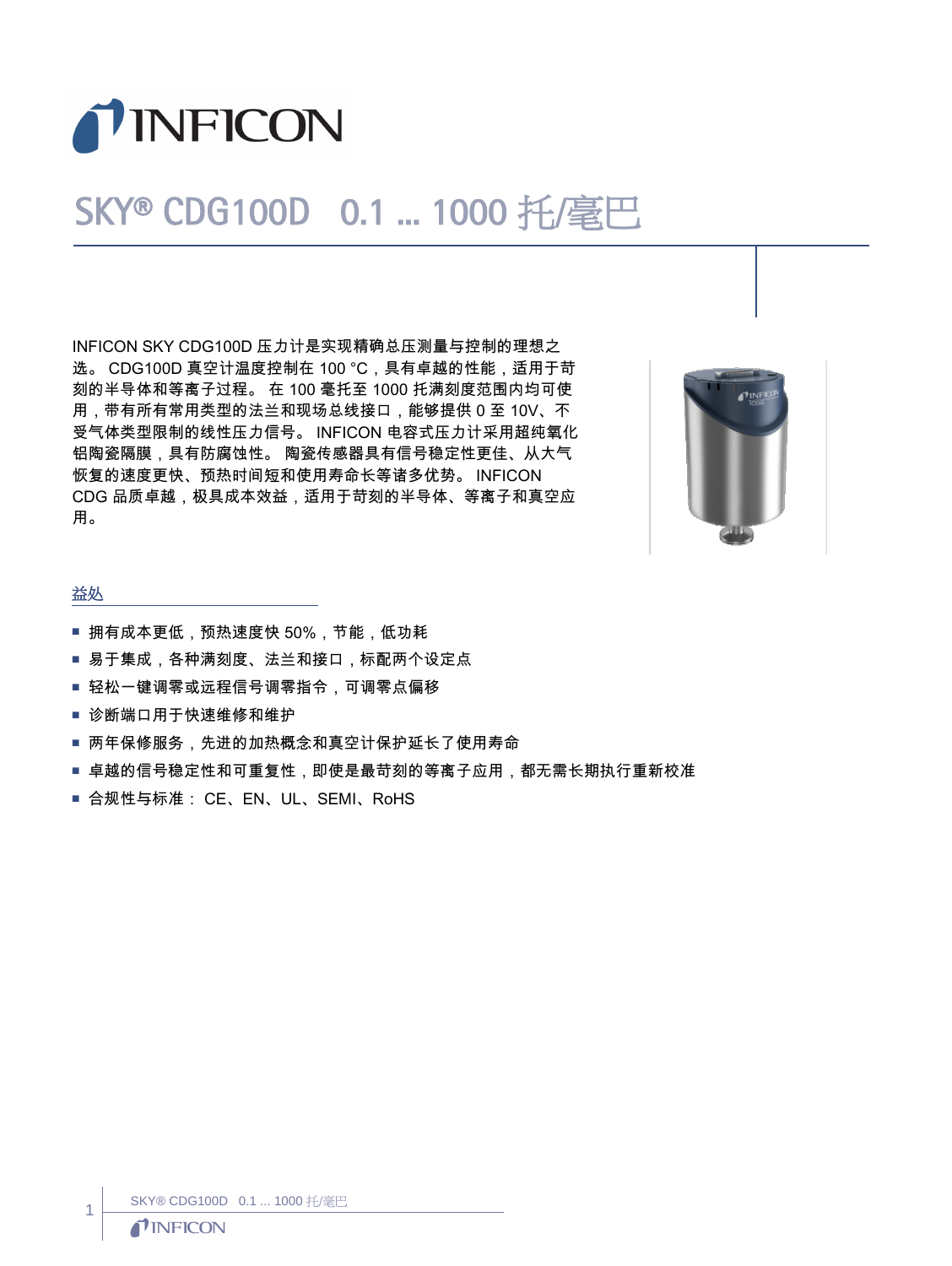# SKY® CDG100D 0.1 ... 1000 托/毫巴

INFICON SKY CDG100D 压力计是实现精确总压测量与控制的理想之选。 CDG100D 真空计温度控制在 100 °C，具有卓越的性能，适用于苛刻的半导体和等离子过程。 在 100 毫托至 1000 托满刻度范围内均可使用，带有所有常用类型的法兰和现场总线接口，能够提供 0 至 10V、不受气体类型限制的线性压力信号。 INFICON 电容式压力计采用超纯氧化铝陶瓷隔膜，具有防腐蚀性。 陶瓷传感器具有信号稳定性更佳、从大气恢复的速度更快、预热时间短和使用寿命长等诸多优势。 INFICON CDG 品质卓越，极具成本效益，适用于苛刻的半导体、等离子和真空应用。

## 益处

- 拥有成本更低，预热速度快 50%，节能，低功耗
- 易于集成，各种满刻度、法兰和接口，标配两个设定点
- 轻松一键调零或远程信号调零指令，可调零点偏移
- 诊断端口用于快速维修和维护
- 两年保修服务，先进的加热概念和真空计保护延长了使用寿命
- 卓越的信号稳定性和可重复性，即使是最苛刻的等离子应用，都无需长期执行重新校准
- 合规性与标准： CE、EN、UL、SEMI、RoHS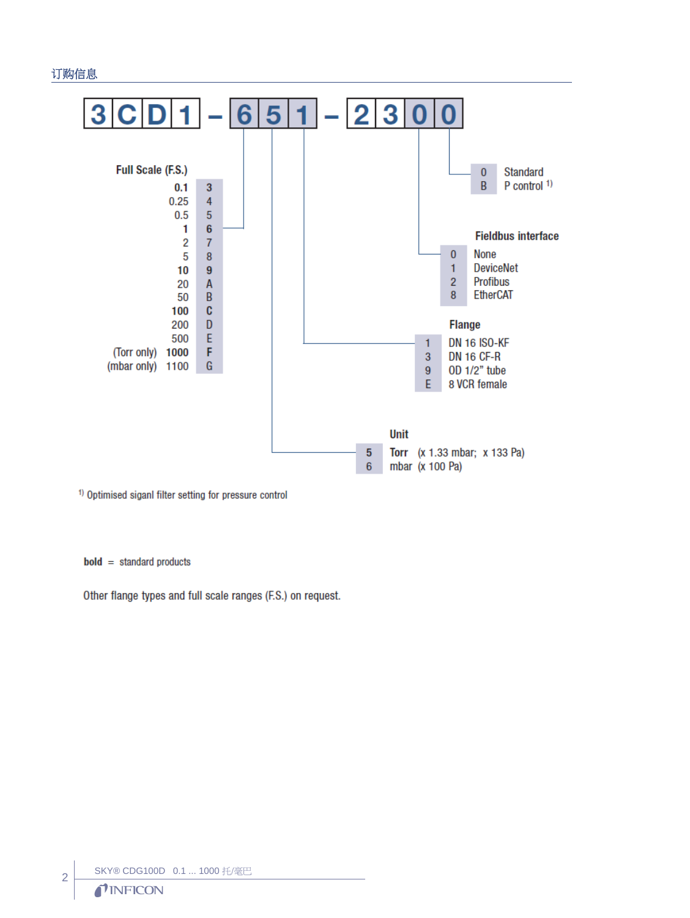## 订购信息

**3CD1 – 651 – 2300**

### Full Scale (F.S.)

| F.S. | Code |
|---|---|
| **0.1** | **3** |
| 0.25 | 4 |
| 0.5 | 5 |
| **1** | **6** |
| 2 | 7 |
| 5 | 8 |
| **10** | **9** |
| 20 | A |
| 50 | B |
| **100** | **C** |
| 200 | D |
| 500 | E |
| (Torr only) **1000** | **F** |
| (mbar only) 1100 | G |

### Unit

| Code | Unit |
|---|---|
| **5** | **Torr** (x 1.33 mbar; x 133 Pa) |
| 6 | mbar (x 100 Pa) |

### Flange

| Code | Flange |
|---|---|
| 1 | DN 16 ISO-KF |
| 3 | DN 16 CF-R |
| 9 | OD 1/2" tube |
| E | 8 VCR female |

### Fieldbus interface

| Code | Interface |
|---|---|
| 0 | None |
| 1 | DeviceNet |
| 2 | Profibus |
| 8 | EtherCAT |

| Code | Option |
|---|---|
| 0 | Standard |
| B | P control [1] |

[1] Optimised siganl filter setting for pressure control

**bold** = standard products

Other flange types and full scale ranges (F.S.) on request.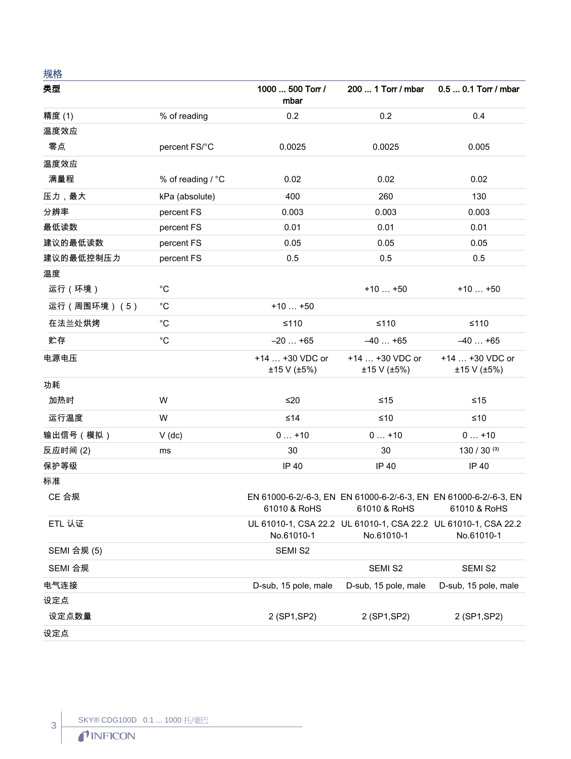## 规格

| 类型 | | 1000 ... 500 Torr / mbar | 200 ... 1 Torr / mbar | 0.5 ... 0.1 Torr / mbar |
|---|---|---|---|---|
| 精度 (1) | % of reading | 0.2 | 0.2 | 0.4 |
| 温度效应 | | | | |
| 零点 | percent FS/°C | 0.0025 | 0.0025 | 0.005 |
| 温度效应 | | | | |
| 满量程 | % of reading / °C | 0.02 | 0.02 | 0.02 |
| 压力，最大 | kPa (absolute) | 400 | 260 | 130 |
| 分辨率 | percent FS | 0.003 | 0.003 | 0.003 |
| 最低读数 | percent FS | 0.01 | 0.01 | 0.01 |
| 建议的最低读数 | percent FS | 0.05 | 0.05 | 0.05 |
| 建议的最低控制压力 | percent FS | 0.5 | 0.5 | 0.5 |
| 温度 | | | | |
| 运行（环境） | °C | | +10 … +50 | +10 … +50 |
| 运行（周围环境）（5） | °C | +10 … +50 | | |
| 在法兰处烘烤 | °C | ≤110 | ≤110 | ≤110 |
| 贮存 | °C | –20 … +65 | –40 … +65 | –40 … +65 |
| 电源电压 | | +14 … +30 VDC or ±15 V (±5%) | +14 … +30 VDC or ±15 V (±5%) | +14 … +30 VDC or ±15 V (±5%) |
| 功耗 | | | | |
| 加热时 | W | ≤20 | ≤15 | ≤15 |
| 运行温度 | W | ≤14 | ≤10 | ≤10 |
| 输出信号（模拟） | V (dc) | 0 … +10 | 0 … +10 | 0 … +10 |
| 反应时间 (2) | ms | 30 | 30 | 130 / 30 (3) |
| 保护等级 | | IP 40 | IP 40 | IP 40 |
| 标准 | | | | |
| CE 合规 | | EN 61000-6-2/-6-3, EN 61010 & RoHS | EN 61000-6-2/-6-3, EN 61010 & RoHS | EN 61000-6-2/-6-3, EN 61010 & RoHS |
| ETL 认证 | | UL 61010-1, CSA 22.2 No.61010-1 | UL 61010-1, CSA 22.2 No.61010-1 | UL 61010-1, CSA 22.2 No.61010-1 |
| SEMI 合规 (5) | | SEMI S2 | | |
| SEMI 合规 | | | SEMI S2 | SEMI S2 |
| 电气连接 | | D-sub, 15 pole, male | D-sub, 15 pole, male | D-sub, 15 pole, male |
| 设定点 | | | | |
| 设定点数量 | | 2 (SP1,SP2) | 2 (SP1,SP2) | 2 (SP1,SP2) |
| 设定点 | | | | |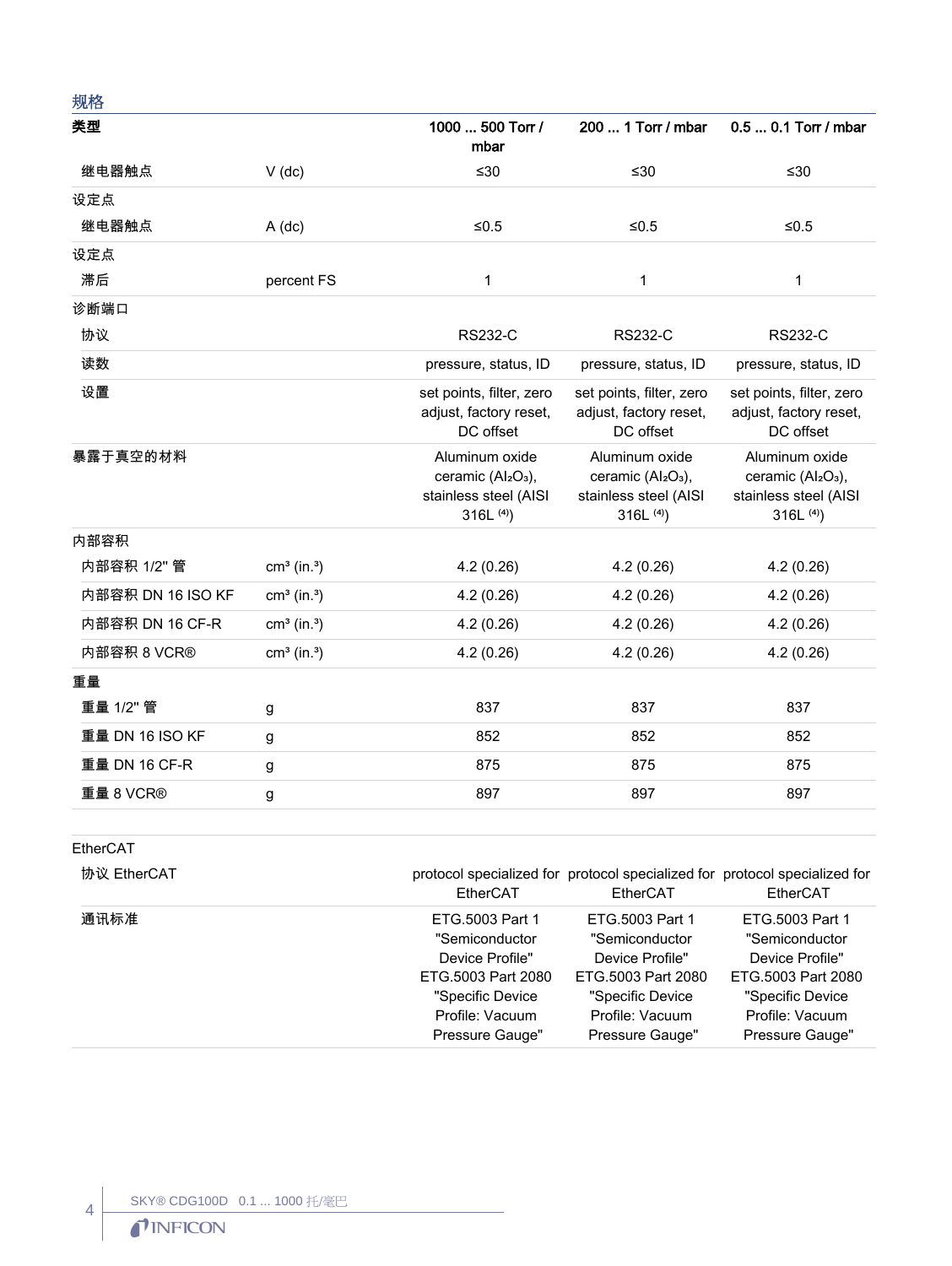## 规格

| 类型 | | 1000 ... 500 Torr / mbar | 200 ... 1 Torr / mbar | 0.5 ... 0.1 Torr / mbar |
|---|---|---|---|---|
| 继电器触点 | V (dc) | ≤30 | ≤30 | ≤30 |
| 设定点 | | | | |
| 继电器触点 | A (dc) | ≤0.5 | ≤0.5 | ≤0.5 |
| 设定点 | | | | |
| 滞后 | percent FS | 1 | 1 | 1 |
| 诊断端口 | | | | |
| 协议 | | RS232-C | RS232-C | RS232-C |
| 读数 | | pressure, status, ID | pressure, status, ID | pressure, status, ID |
| 设置 | | set points, filter, zero adjust, factory reset, DC offset | set points, filter, zero adjust, factory reset, DC offset | set points, filter, zero adjust, factory reset, DC offset |
| 暴露于真空的材料 | | Aluminum oxide ceramic ($Al_2O_3$), stainless steel (AISI 316L [4]) | Aluminum oxide ceramic ($Al_2O_3$), stainless steel (AISI 316L [4]) | Aluminum oxide ceramic ($Al_2O_3$), stainless steel (AISI 316L [4]) |
| 内部容积 | | | | |
| 内部容积 1/2" 管 | $cm^3$ ($in.^3$) | 4.2 (0.26) | 4.2 (0.26) | 4.2 (0.26) |
| 内部容积 DN 16 ISO KF | $cm^3$ ($in.^3$) | 4.2 (0.26) | 4.2 (0.26) | 4.2 (0.26) |
| 内部容积 DN 16 CF-R | $cm^3$ ($in.^3$) | 4.2 (0.26) | 4.2 (0.26) | 4.2 (0.26) |
| 内部容积 8 VCR® | $cm^3$ ($in.^3$) | 4.2 (0.26) | 4.2 (0.26) | 4.2 (0.26) |
| 重量 | | | | |
| 重量 1/2" 管 | g | 837 | 837 | 837 |
| 重量 DN 16 ISO KF | g | 852 | 852 | 852 |
| 重量 DN 16 CF-R | g | 875 | 875 | 875 |
| 重量 8 VCR® | g | 897 | 897 | 897 |

| EtherCAT | | | | |
|---|---|---|---|---|
| 协议 EtherCAT | | protocol specialized for EtherCAT | protocol specialized for EtherCAT | protocol specialized for EtherCAT |
| 通讯标准 | | ETG.5003 Part 1 "Semiconductor Device Profile" ETG.5003 Part 2080 "Specific Device Profile: Vacuum Pressure Gauge" | ETG.5003 Part 1 "Semiconductor Device Profile" ETG.5003 Part 2080 "Specific Device Profile: Vacuum Pressure Gauge" | ETG.5003 Part 1 "Semiconductor Device Profile" ETG.5003 Part 2080 "Specific Device Profile: Vacuum Pressure Gauge" |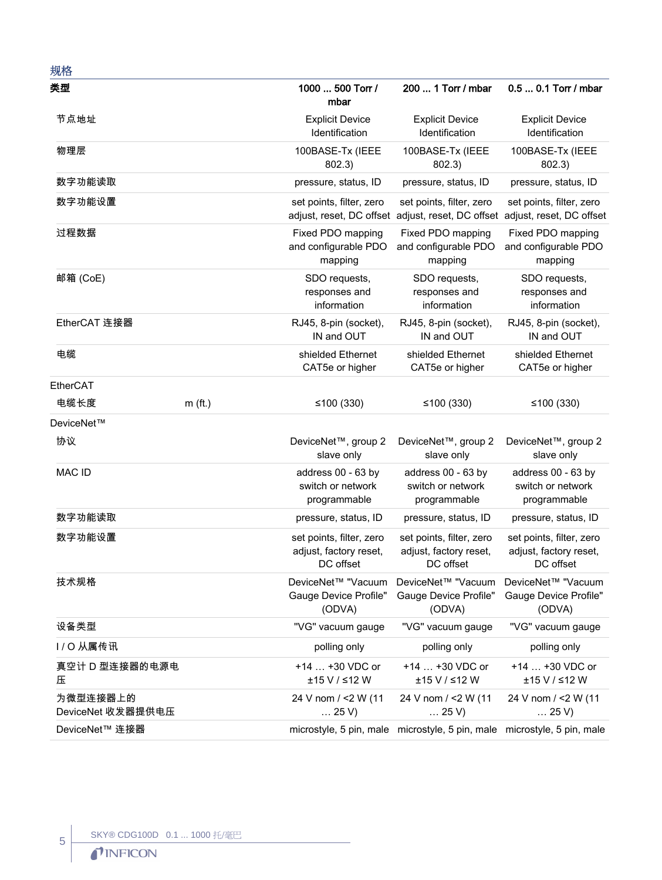## 规格

| 类型 | | 1000 ... 500 Torr / mbar | 200 ... 1 Torr / mbar | 0.5 ... 0.1 Torr / mbar |
|---|---|---|---|---|
| 节点地址 | | Explicit Device Identification | Explicit Device Identification | Explicit Device Identification |
| 物理层 | | 100BASE-Tx (IEEE 802.3) | 100BASE-Tx (IEEE 802.3) | 100BASE-Tx (IEEE 802.3) |
| 数字功能读取 | | pressure, status, ID | pressure, status, ID | pressure, status, ID |
| 数字功能设置 | | set points, filter, zero adjust, reset, DC offset | set points, filter, zero adjust, reset, DC offset | set points, filter, zero adjust, reset, DC offset |
| 过程数据 | | Fixed PDO mapping and configurable PDO mapping | Fixed PDO mapping and configurable PDO mapping | Fixed PDO mapping and configurable PDO mapping |
| 邮箱 (CoE) | | SDO requests, responses and information | SDO requests, responses and information | SDO requests, responses and information |
| EtherCAT 连接器 | | RJ45, 8-pin (socket), IN and OUT | RJ45, 8-pin (socket), IN and OUT | RJ45, 8-pin (socket), IN and OUT |
| 电缆 | | shielded Ethernet CAT5e or higher | shielded Ethernet CAT5e or higher | shielded Ethernet CAT5e or higher |
| EtherCAT | | | | |
| 电缆长度 | m (ft.) | ≤100 (330) | ≤100 (330) | ≤100 (330) |
| DeviceNet™ | | | | |
| 协议 | | DeviceNet™, group 2 slave only | DeviceNet™, group 2 slave only | DeviceNet™, group 2 slave only |
| MAC ID | | address 00 - 63 by switch or network programmable | address 00 - 63 by switch or network programmable | address 00 - 63 by switch or network programmable |
| 数字功能读取 | | pressure, status, ID | pressure, status, ID | pressure, status, ID |
| 数字功能设置 | | set points, filter, zero adjust, factory reset, DC offset | set points, filter, zero adjust, factory reset, DC offset | set points, filter, zero adjust, factory reset, DC offset |
| 技术规格 | | DeviceNet™ "Vacuum Gauge Device Profile" (ODVA) | DeviceNet™ "Vacuum Gauge Device Profile" (ODVA) | DeviceNet™ "Vacuum Gauge Device Profile" (ODVA) |
| 设备类型 | | "VG" vacuum gauge | "VG" vacuum gauge | "VG" vacuum gauge |
| I / O 从属传讯 | | polling only | polling only | polling only |
| 真空计 D 型连接器的电源电压 | | +14 … +30 VDC or ±15 V / ≤12 W | +14 … +30 VDC or ±15 V / ≤12 W | +14 … +30 VDC or ±15 V / ≤12 W |
| 为微型连接器上的 DeviceNet 收发器提供电压 | | 24 V nom / <2 W (11 … 25 V) | 24 V nom / <2 W (11 … 25 V) | 24 V nom / <2 W (11 … 25 V) |
| DeviceNet™ 连接器 | | microstyle, 5 pin, male | microstyle, 5 pin, male | microstyle, 5 pin, male |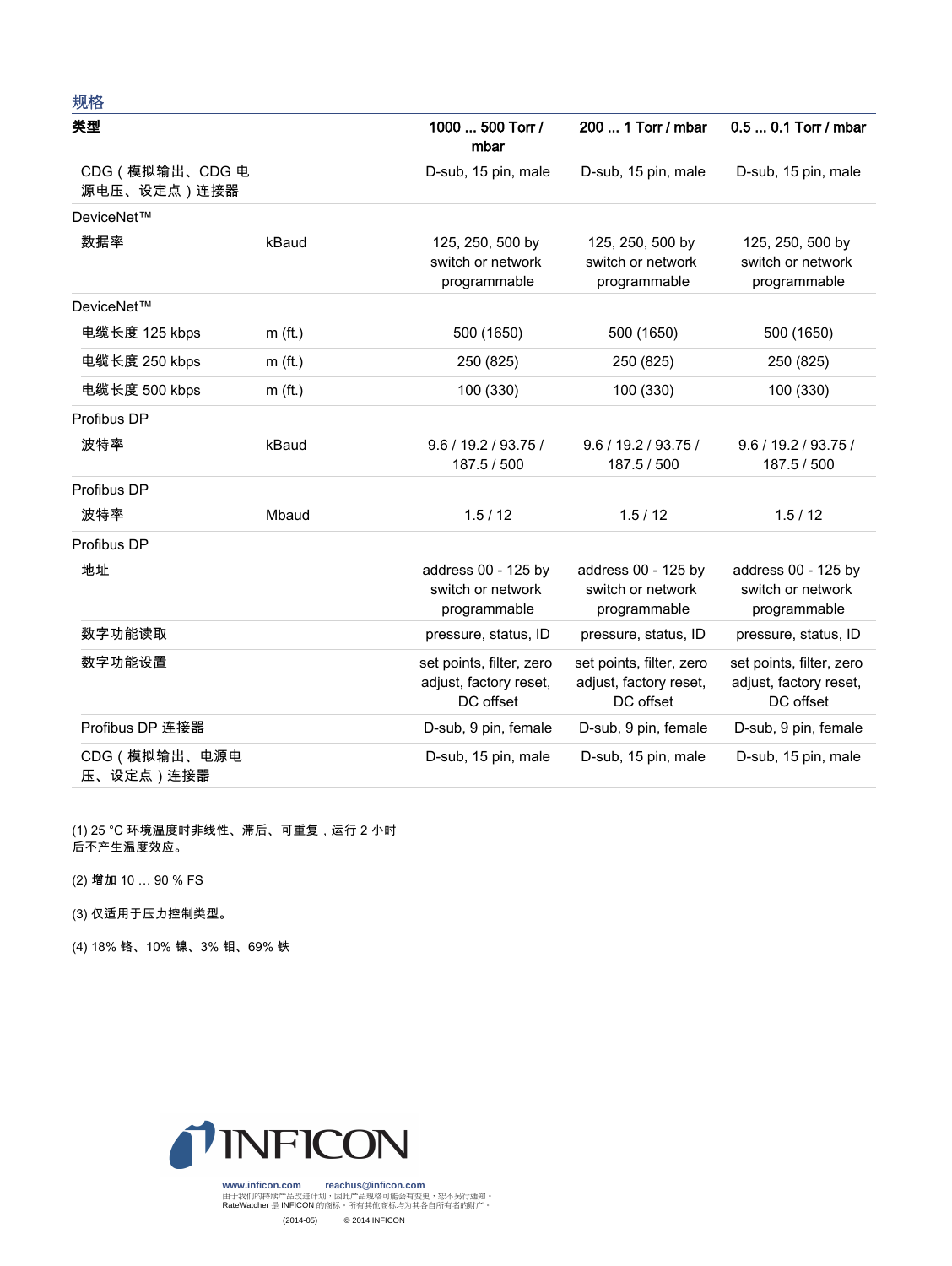## 规格

| 类型 | | 1000 ... 500 Torr / mbar | 200 ... 1 Torr / mbar | 0.5 ... 0.1 Torr / mbar |
|---|---|---|---|---|
| CDG（模拟输出、CDG 电源电压、设定点）连接器 | | D-sub, 15 pin, male | D-sub, 15 pin, male | D-sub, 15 pin, male |
| DeviceNet™ | | | | |
| 数据率 | kBaud | 125, 250, 500 by switch or network programmable | 125, 250, 500 by switch or network programmable | 125, 250, 500 by switch or network programmable |
| DeviceNet™ | | | | |
| 电缆长度 125 kbps | m (ft.) | 500 (1650) | 500 (1650) | 500 (1650) |
| 电缆长度 250 kbps | m (ft.) | 250 (825) | 250 (825) | 250 (825) |
| 电缆长度 500 kbps | m (ft.) | 100 (330) | 100 (330) | 100 (330) |
| Profibus DP | | | | |
| 波特率 | kBaud | 9.6 / 19.2 / 93.75 / 187.5 / 500 | 9.6 / 19.2 / 93.75 / 187.5 / 500 | 9.6 / 19.2 / 93.75 / 187.5 / 500 |
| Profibus DP | | | | |
| 波特率 | Mbaud | 1.5 / 12 | 1.5 / 12 | 1.5 / 12 |
| Profibus DP | | | | |
| 地址 | | address 00 - 125 by switch or network programmable | address 00 - 125 by switch or network programmable | address 00 - 125 by switch or network programmable |
| 数字功能读取 | | pressure, status, ID | pressure, status, ID | pressure, status, ID |
| 数字功能设置 | | set points, filter, zero adjust, factory reset, DC offset | set points, filter, zero adjust, factory reset, DC offset | set points, filter, zero adjust, factory reset, DC offset |
| Profibus DP 连接器 | | D-sub, 9 pin, female | D-sub, 9 pin, female | D-sub, 9 pin, female |
| CDG（模拟输出、电源电压、设定点）连接器 | | D-sub, 15 pin, male | D-sub, 15 pin, male | D-sub, 15 pin, male |

(1) 25 °C 环境温度时非线性、滞后、可重复，运行 2 小时后不产生温度效应。

(2) 增加 10 … 90 % FS

(3) 仅适用于压力控制类型。

(4) 18% 铬、10% 镍、3% 钼、69% 铁

INFICON

www.inficon.com reachus@inficon.com

由于我们的持续产品改进计划，因此产品规格可能会有变更，恕不另行通知。
RateWatcher 是 INFICON 的商标。所有其他商标均为其各自所有者的财产。

(2014-05) © 2014 INFICON